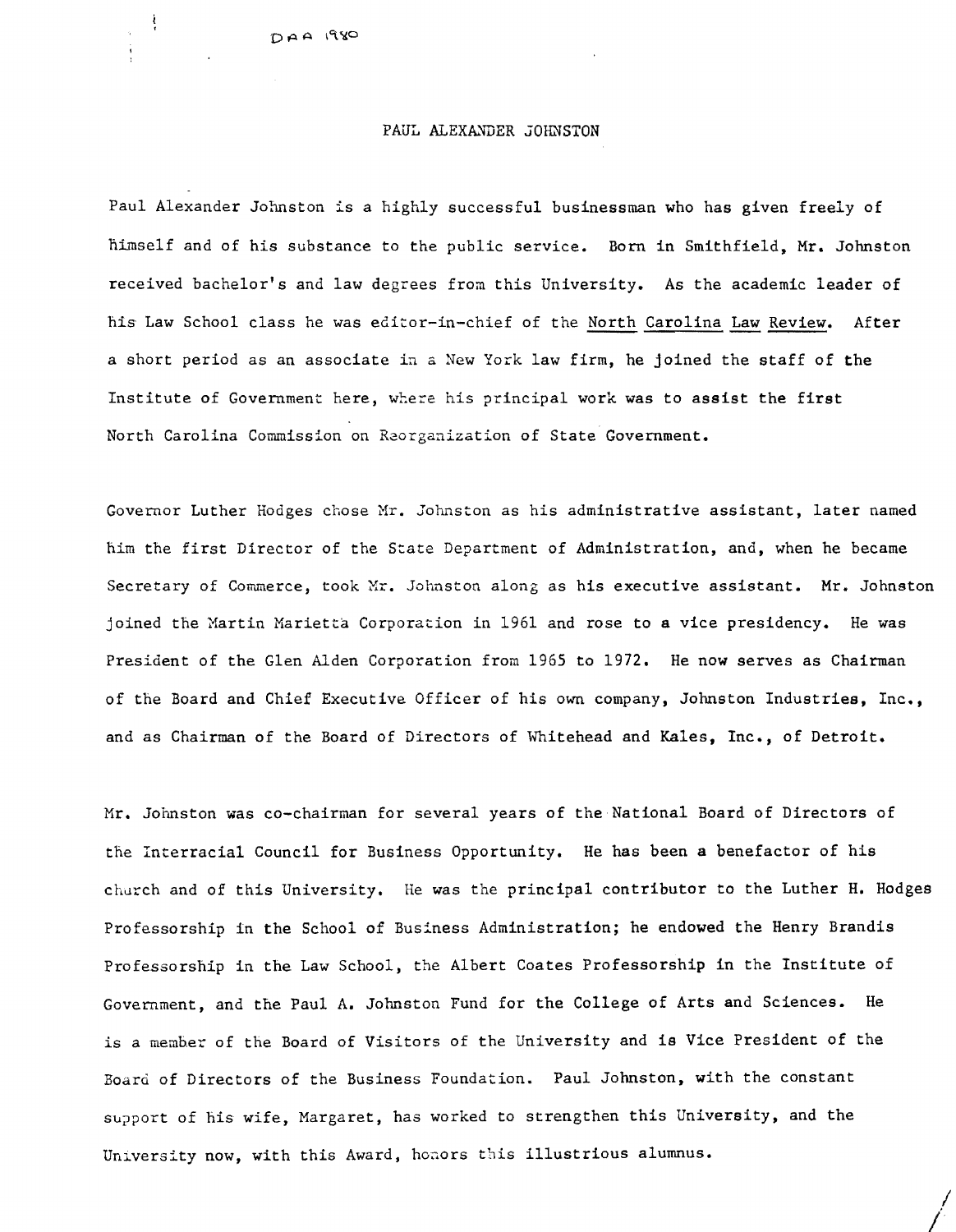DAA 1980

# PAUL ALEXANDER JOHNSTON

Paul Alexander Johnston is a highly successful businessman who has given freely of himself and of his substance to the public service. Born in Smithfield, Mr. Johnston received bachelor's and law degrees from this University. As the academic leader of his Law School class he was editor-in-chief of the North Carolina Law Review. After a short period as an associate in a New York law firm, he joined the staff of the Institute of Government here, where his principal work was to assist the first North Carolina Commission on Reorganization of State Government.

Governor Luther Hodges chose Mr. Johnston as his administrative assistant, later named him the first Director of the State Department of Administration, and, when he became Secretary of Commerce, took Mr. Johnston along as his executive assistant. Mr. Johnston joined the Martin Marietta Corporation in 1961 and rose to a vice presidency. He was President of the Glen Alden Corporation from 1965 to 1972. He now serves as Chairman of the Board and Chief Executive Officer of his own company, Johnston Industries, Inc., and as Chairman of the Board of Directors of Whitehead and Kales, Inc., of Detroit.

Mr. Johnston was co-chairman for several years of the National Board of Directors of the Interracial Council for Business Opportunity. He has been a benefactor of his church and of this University. He was the principal contributor to the Luther H. Hodges Professorship in the School of Business Administration; he endowed the Henry Brandis Professorship in the Law School, the Albert Coates Professorship in the Institute of Government, and the Paul A. Johnston Fund for the College of Arts and Sciences. He is a member of the Board of Visitors of the University and is Vice President of the Board of Directors of the Business Foundation. Paul Johnston, with the constant support of his wife, Margaret, has worked to strengthen this University, and the University now, with this Award, honors this illustrious alumnus.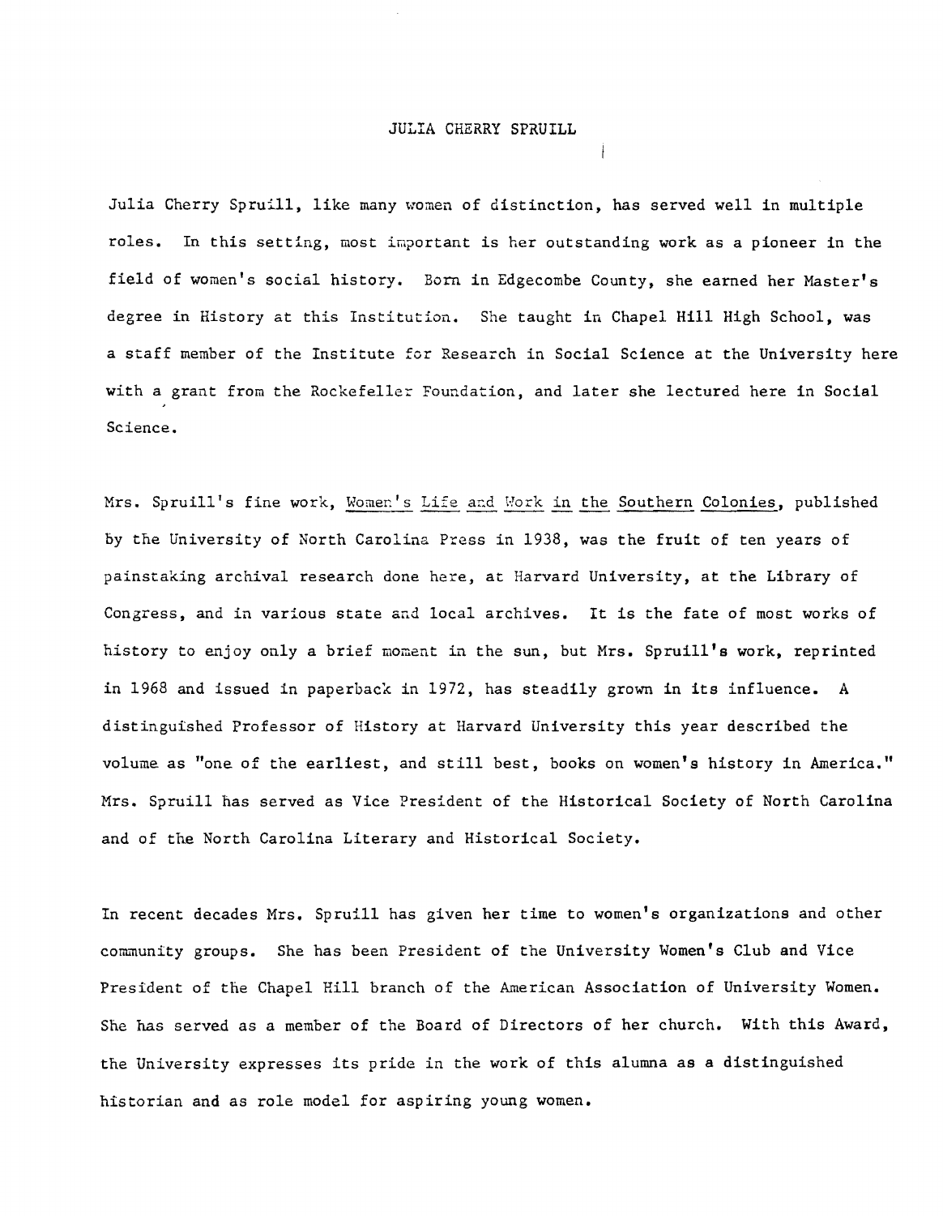# JULIA CHERRY SPRUILL

Julia Cherry Spruill, like many women of distinction, has served well in multiple roles. In this setting, most important is her outstanding work as a pioneer in the field of women's social history. Born in Edgecombe County, she earned her Master's degree in History at this Institution. She taught in Chapel Hill High School, was a staff member of the Institute for Research in Social Science at the University here with a grant from the Rockefeller Foundation, and later she lectured here in Social Science.

Mrs. Spruill's fine work, Women's Life and Work in the Southern Colonies, published by the University of North Carolina Press in 1938, was the fruit of ten years of painstaking archival research done here, at Harvard University, at the Library of Congress, and in various state and local archives. It is the fate of most works of history to enjoy only a brief moment in the sun, but Mrs. Spruill's work, reprinted in 1968 and issued in paperback in 1972, has steadily grown in its influence. A distinguished Professor of History at Harvard University this year described the volume as "one of the earliest, and still best, books on women's history in America." Mrs. Spruill has served as Vice President of the Historical Society of North Carolina and of the North Carolina Literary and Historical Society.

In recent decades Mrs. Spruill has given her time to women's organizations and other community groups. She has been President of the University Women's Club and Vice President of the Chapel Hill branch of the American Association of University Women. She has served as a member of the Board of Directors of her church. With this Award, the University expresses its pride in the work of this alumna as a distinguished historian and as role model for aspiring young women.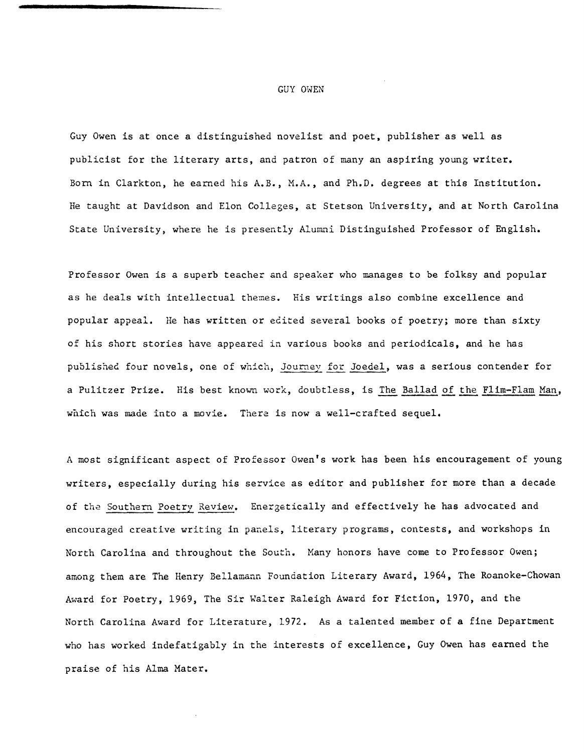# GUY OWEN

Guy Owen is at once a distinguished novelist and poet, publisher as well as publicist for the literary arts, and patron of many an aspiring young writer. Born in Clarkton, he earned his A.B., M.A., and Ph.D. degrees at this Institution. He taught at Davidson and Elon Colleges, at Stetson University, and at North Carolina State University, where he is presently Alumni Distinguished Professor of English.

Professor Owen is a superb teacher and speaker who manages to be folksy and popular as he deals with intellectual themes. His writings also combine excellence and popular appeal. He has written or edited several books of poetry; more than sixty of his short stories have appeared in various books and periodicals, and he has published four novels, one of which, _Journey for Joedel_, was a serious contender for a Pulitzer Prize. His best known work, doubtless, is _The Ballad of the Flim-Flam Man_, which was made into a movie. There is now a well-crafted sequel.

A most significant aspect of Professor Owen's work has been his encouragement of young writers, especially during his service as editor and publisher for more than a decade of the _Southern Poetry Review_. Energetically and effectively he has advocated and encouraged creative writing in panels, literary programs, contests, and workshops in North Carolina and throughout the South. Many honors have come to Professor Owen; among them are The Henry Bellamann Foundation Literary Award, 1964, The Roanoke-Chowan Award for Poetry, 1969, The Sir Walter Raleigh Award for Fiction, 1970, and the North Carolina Award for Literature, 1972. As a talented member of a fine Department who has worked indefatigably in the interests of excellence, Guy Owen has earned the praise of his Alma Mater.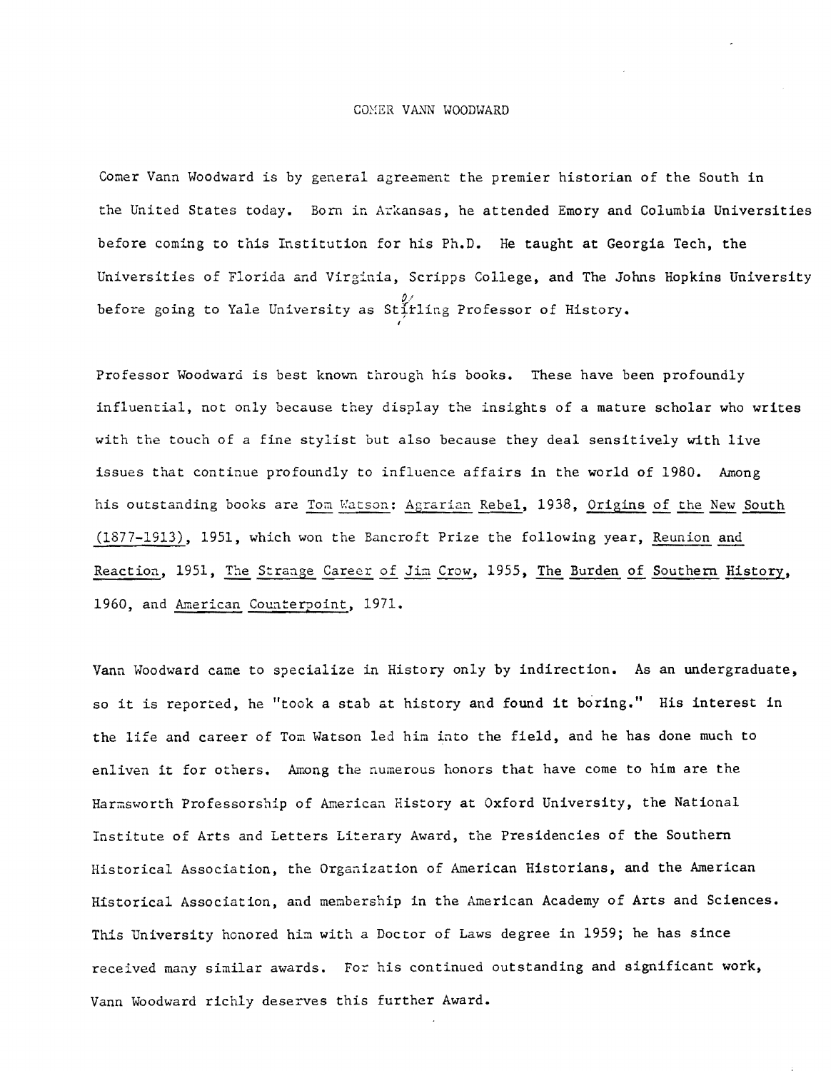# COMER VANN WOODWARD

Comer Vann Woodward is by general agreement the premier historian of the South in the United States today. Born in Arkansas, he attended Emory and Columbia Universities before coming to this Institution for his Ph.D. He taught at Georgia Tech, the Universities of Florida and Virginia, Scripps College, and The Johns Hopkins University before going to Yale University as Sterling Professor of History.

Professor Woodward is best known through his books. These have been profoundly influential, not only because they display the insights of a mature scholar who writes with the touch of a fine stylist but also because they deal sensitively with live issues that continue profoundly to influence affairs in the world of 1980. Among his outstanding books are Tom Watson: Agrarian Rebel, 1938, Origins of the New South (1877-1913), 1951, which won the Bancroft Prize the following year, Reunion and Reaction, 1951, The Strange Career of Jim Crow, 1955, The Burden of Southern History, 1960, and American Counterpoint, 1971.

Vann Woodward came to specialize in History only by indirection. As an undergraduate, so it is reported, he "took a stab at history and found it boring." His interest in the life and career of Tom Watson led him into the field, and he has done much to enliven it for others. Among the numerous honors that have come to him are the Harmsworth Professorship of American History at Oxford University, the National Institute of Arts and Letters Literary Award, the Presidencies of the Southern Historical Association, the Organization of American Historians, and the American Historical Association, and membership in the American Academy of Arts and Sciences. This University honored him with a Doctor of Laws degree in 1959; he has since received many similar awards. For his continued outstanding and significant work, Vann Woodward richly deserves this further Award.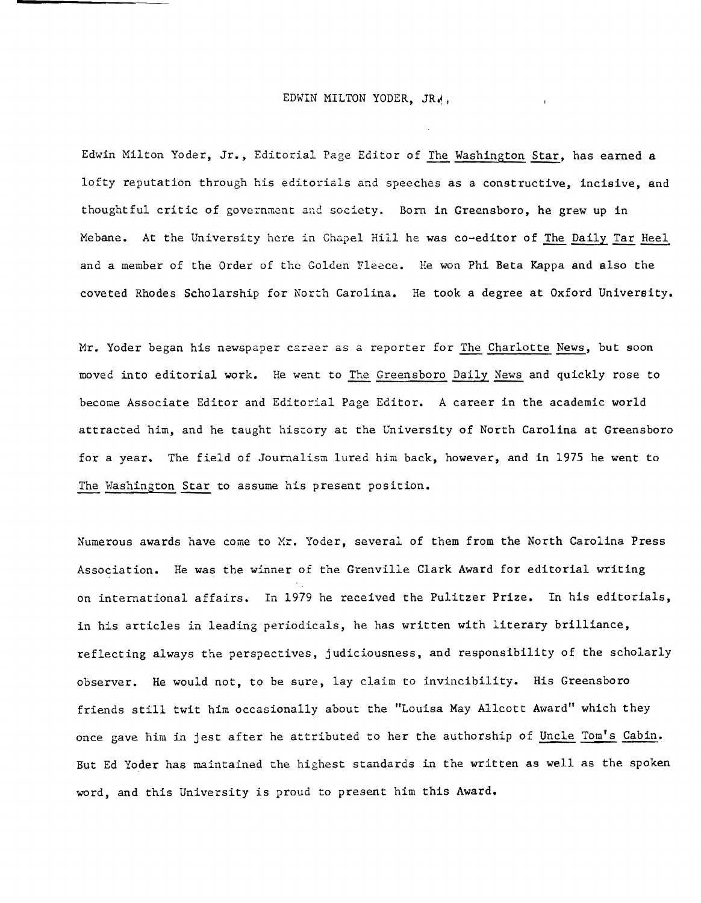# EDWIN MILTON YODER, JR.

Edwin Milton Yoder, Jr., Editorial Page Editor of The Washington Star, has earned a lofty reputation through his editorials and speeches as a constructive, incisive, and thoughtful critic of government and society. Born in Greensboro, he grew up in Mebane. At the University here in Chapel Hill he was co-editor of The Daily Tar Heel and a member of the Order of the Golden Fleece. He won Phi Beta Kappa and also the coveted Rhodes Scholarship for North Carolina. He took a degree at Oxford University.

Mr. Yoder began his newspaper career as a reporter for The Charlotte News, but soon moved into editorial work. He went to The Greensboro Daily News and quickly rose to become Associate Editor and Editorial Page Editor. A career in the academic world attracted him, and he taught history at the University of North Carolina at Greensboro for a year. The field of Journalism lured him back, however, and in 1975 he went to The Washington Star to assume his present position.

Numerous awards have come to Mr. Yoder, several of them from the North Carolina Press Association. He was the winner of the Grenville Clark Award for editorial writing on international affairs. In 1979 he received the Pulitzer Prize. In his editorials, in his articles in leading periodicals, he has written with literary brilliance, reflecting always the perspectives, judiciousness, and responsibility of the scholarly observer. He would not, to be sure, lay claim to invincibility. His Greensboro friends still twit him occasionally about the "Louisa May Allcott Award" which they once gave him in jest after he attributed to her the authorship of Uncle Tom's Cabin. But Ed Yoder has maintained the highest standards in the written as well as the spoken word, and this University is proud to present him this Award.